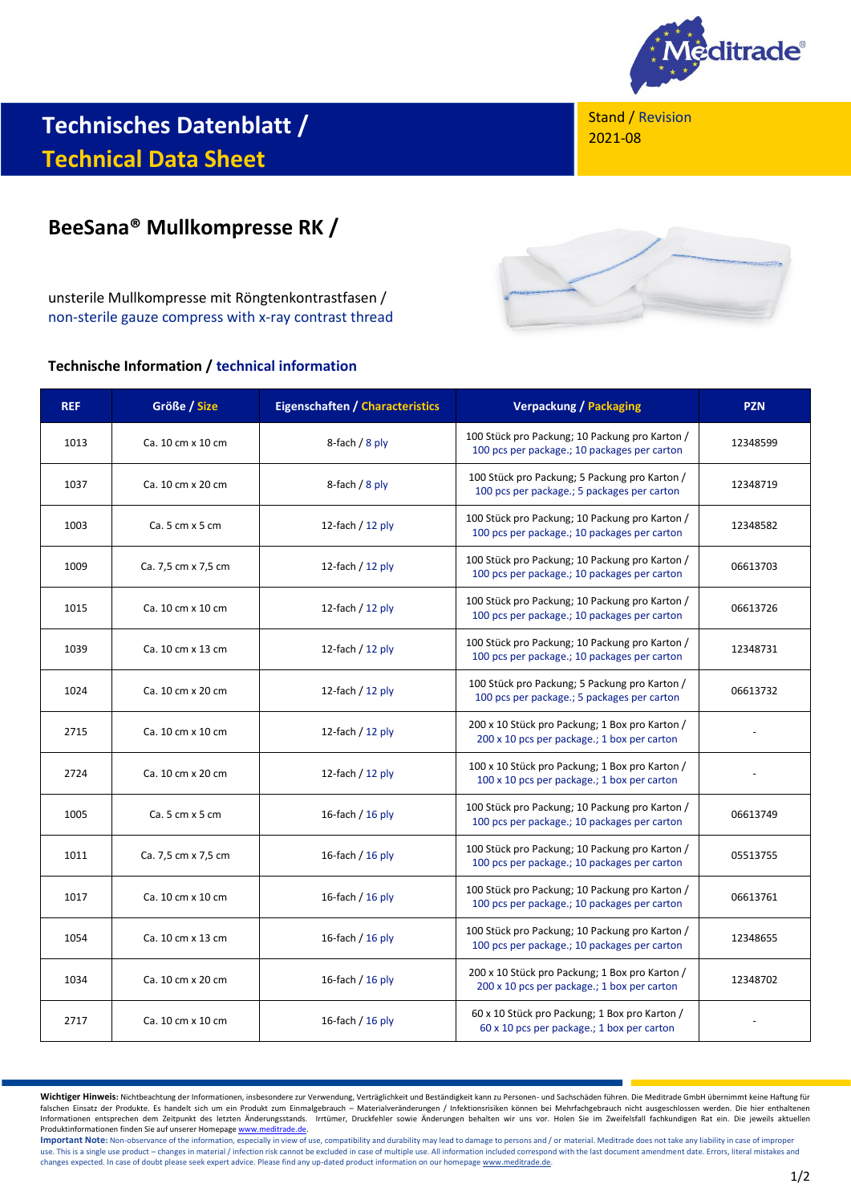# Technisches Datenblatt / Technical Data Sheet

Stand / Revision
2021-08

## BeeSana® Mullkompresse RK /

unsterile Mullkompresse mit Röngtenkontrastfasen /
non-sterile gauze compress with x-ray contrast thread

### Technische Information / technical information

| REF | Größe / Size | Eigenschaften / Characteristics | Verpackung / Packaging | PZN |
|---|---|---|---|---|
| 1013 | Ca. 10 cm x 10 cm | 8-fach / 8 ply | 100 Stück pro Packung; 10 Packung pro Karton / 100 pcs per package.; 10 packages per carton | 12348599 |
| 1037 | Ca. 10 cm x 20 cm | 8-fach / 8 ply | 100 Stück pro Packung; 5 Packung pro Karton / 100 pcs per package.; 5 packages per carton | 12348719 |
| 1003 | Ca. 5 cm x 5 cm | 12-fach / 12 ply | 100 Stück pro Packung; 10 Packung pro Karton / 100 pcs per package.; 10 packages per carton | 12348582 |
| 1009 | Ca. 7,5 cm x 7,5 cm | 12-fach / 12 ply | 100 Stück pro Packung; 10 Packung pro Karton / 100 pcs per package.; 10 packages per carton | 06613703 |
| 1015 | Ca. 10 cm x 10 cm | 12-fach / 12 ply | 100 Stück pro Packung; 10 Packung pro Karton / 100 pcs per package.; 10 packages per carton | 06613726 |
| 1039 | Ca. 10 cm x 13 cm | 12-fach / 12 ply | 100 Stück pro Packung; 10 Packung pro Karton / 100 pcs per package.; 10 packages per carton | 12348731 |
| 1024 | Ca. 10 cm x 20 cm | 12-fach / 12 ply | 100 Stück pro Packung; 5 Packung pro Karton / 100 pcs per package.; 5 packages per carton | 06613732 |
| 2715 | Ca. 10 cm x 10 cm | 12-fach / 12 ply | 200 x 10 Stück pro Packung; 1 Box pro Karton / 200 x 10 pcs per package.; 1 box per carton | - |
| 2724 | Ca. 10 cm x 20 cm | 12-fach / 12 ply | 100 x 10 Stück pro Packung; 1 Box pro Karton / 100 x 10 pcs per package.; 1 box per carton | - |
| 1005 | Ca. 5 cm x 5 cm | 16-fach / 16 ply | 100 Stück pro Packung; 10 Packung pro Karton / 100 pcs per package.; 10 packages per carton | 06613749 |
| 1011 | Ca. 7,5 cm x 7,5 cm | 16-fach / 16 ply | 100 Stück pro Packung; 10 Packung pro Karton / 100 pcs per package.; 10 packages per carton | 05513755 |
| 1017 | Ca. 10 cm x 10 cm | 16-fach / 16 ply | 100 Stück pro Packung; 10 Packung pro Karton / 100 pcs per package.; 10 packages per carton | 06613761 |
| 1054 | Ca. 10 cm x 13 cm | 16-fach / 16 ply | 100 Stück pro Packung; 10 Packung pro Karton / 100 pcs per package.; 10 packages per carton | 12348655 |
| 1034 | Ca. 10 cm x 20 cm | 16-fach / 16 ply | 200 x 10 Stück pro Packung; 1 Box pro Karton / 200 x 10 pcs per package.; 1 box per carton | 12348702 |
| 2717 | Ca. 10 cm x 10 cm | 16-fach / 16 ply | 60 x 10 Stück pro Packung; 1 Box pro Karton / 60 x 10 pcs per package.; 1 box per carton | - |

**Wichtiger Hinweis:** Nichtbeachtung der Informationen, insbesondere zur Verwendung, Verträglichkeit und Beständigkeit kann zu Personen- und Sachschäden führen. Die Meditrade GmbH übernimmt keine Haftung für falschen Einsatz der Produkte. Es handelt sich um ein Produkt zum Einmalgebrauch – Materialveränderungen / Infektionsrisiken können bei Mehrfachgebrauch nicht ausgeschlossen werden. Die hier enthaltenen Informationen entsprechen dem Zeitpunkt des letzten Änderungsstands. Irrtümer, Druckfehler sowie Änderungen behalten wir uns vor. Holen Sie im Zweifelsfall fachkundigen Rat ein. Die jeweils aktuellen Produktinformationen finden Sie auf unserer Homepage www.meditrade.de.

**Important Note:** Non-observance of the information, especially in view of use, compatibility and durability may lead to damage to persons and / or material. Meditrade does not take any liability in case of improper use. This is a single use product – changes in material / infection risk cannot be excluded in case of multiple use. All information included correspond with the last document amendment date. Errors, literal mistakes and changes expected. In case of doubt please seek expert advice. Please find any up-dated product information on our homepage www.meditrade.de.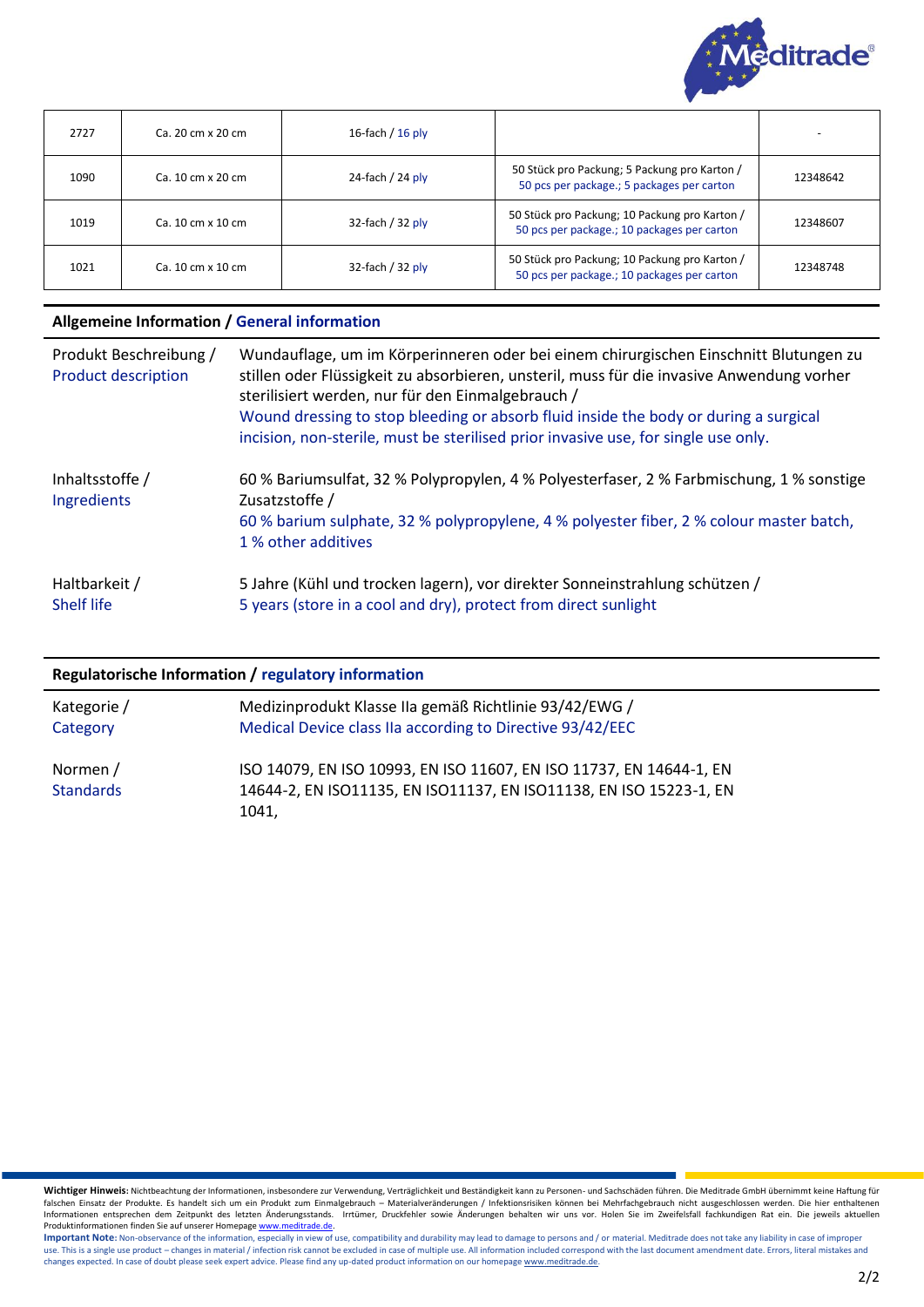| 2727 | Ca. 20 cm x 20 cm | 16-fach / 16 ply | | - |
|---|---|---|---|---|
| 1090 | Ca. 10 cm x 20 cm | 24-fach / 24 ply | 50 Stück pro Packung; 5 Packung pro Karton / 50 pcs per package.; 5 packages per carton | 12348642 |
| 1019 | Ca. 10 cm x 10 cm | 32-fach / 32 ply | 50 Stück pro Packung; 10 Packung pro Karton / 50 pcs per package.; 10 packages per carton | 12348607 |
| 1021 | Ca. 10 cm x 10 cm | 32-fach / 32 ply | 50 Stück pro Packung; 10 Packung pro Karton / 50 pcs per package.; 10 packages per carton | 12348748 |

## Allgemeine Information / General information

| | |
|---|---|
| Produkt Beschreibung / Product description | Wundauflage, um im Körperinneren oder bei einem chirurgischen Einschnitt Blutungen zu stillen oder Flüssigkeit zu absorbieren, unsteril, muss für die invasive Anwendung vorher sterilisiert werden, nur für den Einmalgebrauch / Wound dressing to stop bleeding or absorb fluid inside the body or during a surgical incision, non-sterile, must be sterilised prior invasive use, for single use only. |
| Inhaltsstoffe / Ingredients | 60 % Bariumsulfat, 32 % Polypropylen, 4 % Polyesterfaser, 2 % Farbmischung, 1 % sonstige Zusatzstoffe / 60 % barium sulphate, 32 % polypropylene, 4 % polyester fiber, 2 % colour master batch, 1 % other additives |
| Haltbarkeit / Shelf life | 5 Jahre (Kühl und trocken lagern), vor direkter Sonneinstrahlung schützen / 5 years (store in a cool and dry), protect from direct sunlight |

## Regulatorische Information / regulatory information

| | |
|---|---|
| Kategorie / Category | Medizinprodukt Klasse IIa gemäß Richtlinie 93/42/EWG / Medical Device class IIa according to Directive 93/42/EEC |
| Normen / Standards | ISO 14079, EN ISO 10993, EN ISO 11607, EN ISO 11737, EN 14644-1, EN 14644-2, EN ISO11135, EN ISO11137, EN ISO11138, EN ISO 15223-1, EN 1041, |

**Wichtiger Hinweis:** Nichtbeachtung der Informationen, insbesondere zur Verwendung, Verträglichkeit und Beständigkeit kann zu Personen- und Sachschäden führen. Die Meditrade GmbH übernimmt keine Haftung für falschen Einsatz der Produkte. Es handelt sich um ein Produkt zum Einmalgebrauch – Materialveränderungen / Infektionsrisiken können bei Mehrfachgebrauch nicht ausgeschlossen werden. Die hier enthaltenen Informationen entsprechen dem Zeitpunkt des letzten Änderungsstands. Irrtümer, Druckfehler sowie Änderungen behalten wir uns vor. Holen Sie im Zweifelsfall fachkundigen Rat ein. Die jeweils aktuellen Produktinformationen finden Sie auf unserer Homepage www.meditrade.de.

**Important Note:** Non-observance of the information, especially in view of use, compatibility and durability may lead to damage to persons and / or material. Meditrade does not take any liability in case of improper use. This is a single use product – changes in material / infection risk cannot be excluded in case of multiple use. All information included correspond with the last document amendment date. Errors, literal mistakes and changes expected. In case of doubt please seek expert advice. Please find any up-dated product information on our homepage www.meditrade.de.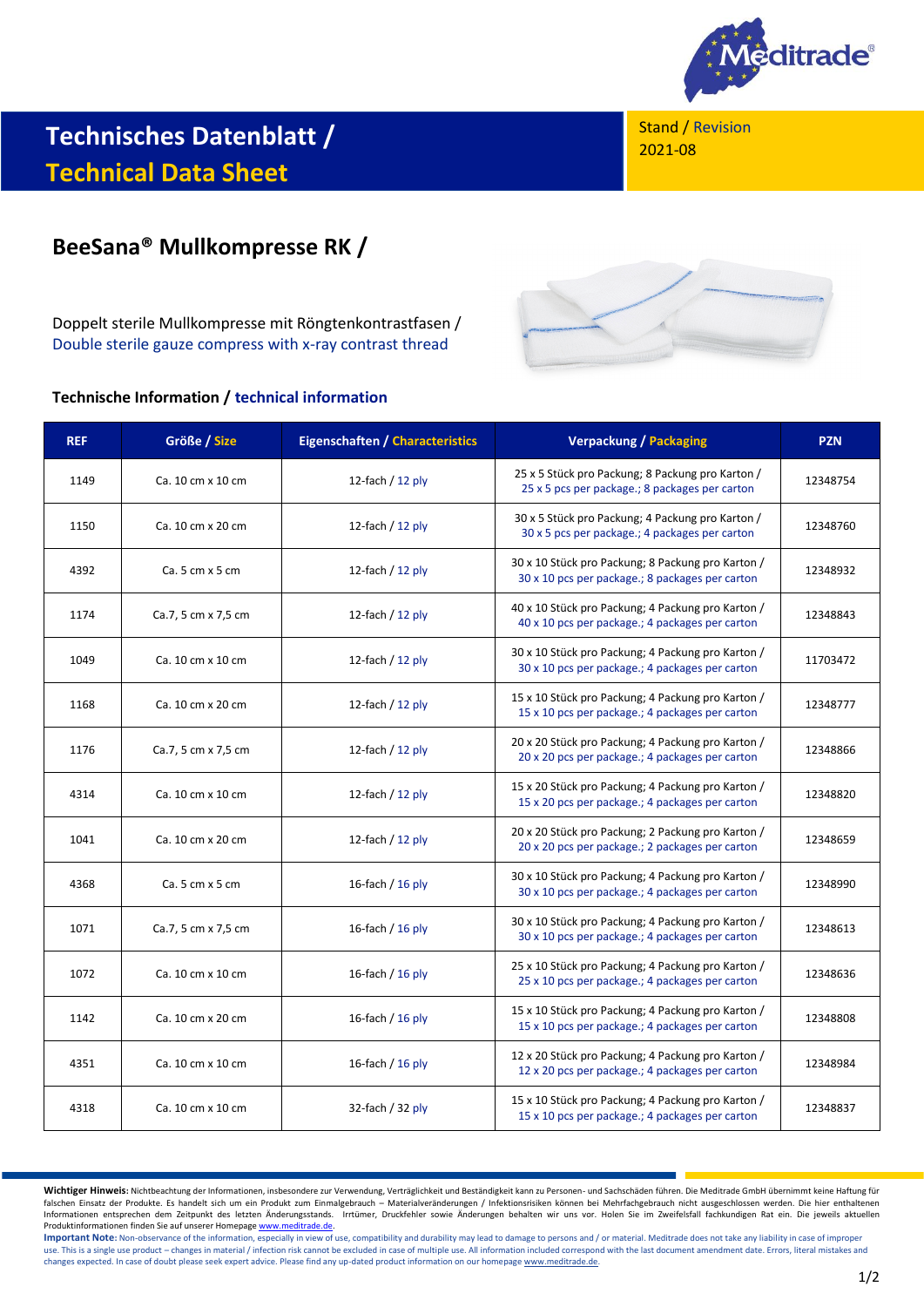# Technisches Datenblatt / Technical Data Sheet

Stand / Revision
2021-08

## BeeSana® Mullkompresse RK /

Doppelt sterile Mullkompresse mit Röngtenkontrastfasen /
Double sterile gauze compress with x-ray contrast thread

### Technische Information / technical information

| REF | Größe / Size | Eigenschaften / Characteristics | Verpackung / Packaging | PZN |
|---|---|---|---|---|
| 1149 | Ca. 10 cm x 10 cm | 12-fach / 12 ply | 25 x 5 Stück pro Packung; 8 Packung pro Karton / 25 x 5 pcs per package.; 8 packages per carton | 12348754 |
| 1150 | Ca. 10 cm x 20 cm | 12-fach / 12 ply | 30 x 5 Stück pro Packung; 4 Packung pro Karton / 30 x 5 pcs per package.; 4 packages per carton | 12348760 |
| 4392 | Ca. 5 cm x 5 cm | 12-fach / 12 ply | 30 x 10 Stück pro Packung; 8 Packung pro Karton / 30 x 10 pcs per package.; 8 packages per carton | 12348932 |
| 1174 | Ca.7, 5 cm x 7,5 cm | 12-fach / 12 ply | 40 x 10 Stück pro Packung; 4 Packung pro Karton / 40 x 10 pcs per package.; 4 packages per carton | 12348843 |
| 1049 | Ca. 10 cm x 10 cm | 12-fach / 12 ply | 30 x 10 Stück pro Packung; 4 Packung pro Karton / 30 x 10 pcs per package.; 4 packages per carton | 11703472 |
| 1168 | Ca. 10 cm x 20 cm | 12-fach / 12 ply | 15 x 10 Stück pro Packung; 4 Packung pro Karton / 15 x 10 pcs per package.; 4 packages per carton | 12348777 |
| 1176 | Ca.7, 5 cm x 7,5 cm | 12-fach / 12 ply | 20 x 20 Stück pro Packung; 4 Packung pro Karton / 20 x 20 pcs per package.; 4 packages per carton | 12348866 |
| 4314 | Ca. 10 cm x 10 cm | 12-fach / 12 ply | 15 x 20 Stück pro Packung; 4 Packung pro Karton / 15 x 20 pcs per package.; 4 packages per carton | 12348820 |
| 1041 | Ca. 10 cm x 20 cm | 12-fach / 12 ply | 20 x 20 Stück pro Packung; 2 Packung pro Karton / 20 x 20 pcs per package.; 2 packages per carton | 12348659 |
| 4368 | Ca. 5 cm x 5 cm | 16-fach / 16 ply | 30 x 10 Stück pro Packung; 4 Packung pro Karton / 30 x 10 pcs per package.; 4 packages per carton | 12348990 |
| 1071 | Ca.7, 5 cm x 7,5 cm | 16-fach / 16 ply | 30 x 10 Stück pro Packung; 4 Packung pro Karton / 30 x 10 pcs per package.; 4 packages per carton | 12348613 |
| 1072 | Ca. 10 cm x 10 cm | 16-fach / 16 ply | 25 x 10 Stück pro Packung; 4 Packung pro Karton / 25 x 10 pcs per package.; 4 packages per carton | 12348636 |
| 1142 | Ca. 10 cm x 20 cm | 16-fach / 16 ply | 15 x 10 Stück pro Packung; 4 Packung pro Karton / 15 x 10 pcs per package.; 4 packages per carton | 12348808 |
| 4351 | Ca. 10 cm x 10 cm | 16-fach / 16 ply | 12 x 20 Stück pro Packung; 4 Packung pro Karton / 12 x 20 pcs per package.; 4 packages per carton | 12348984 |
| 4318 | Ca. 10 cm x 10 cm | 32-fach / 32 ply | 15 x 10 Stück pro Packung; 4 Packung pro Karton / 15 x 10 pcs per package.; 4 packages per carton | 12348837 |

**Wichtiger Hinweis:** Nichtbeachtung der Informationen, insbesondere zur Verwendung, Verträglichkeit und Beständigkeit kann zu Personen- und Sachschäden führen. Die Meditrade GmbH übernimmt keine Haftung für falschen Einsatz der Produkte. Es handelt sich um ein Produkt zum Einmalgebrauch – Materialveränderungen / Infektionsrisiken können bei Mehrfachgebrauch nicht ausgeschlossen werden. Die hier enthaltenen Informationen entsprechen dem Zeitpunkt des letzten Änderungsstands. Irrtümer, Druckfehler sowie Änderungen behalten wir uns vor. Holen Sie im Zweifelsfall fachkundigen Rat ein. Die jeweils aktuellen Produktinformationen finden Sie auf unserer Homepage www.meditrade.de.

**Important Note:** Non-observance of the information, especially in view of use, compatibility and durability may lead to damage to persons and / or material. Meditrade does not take any liability in case of improper use. This is a single use product – changes in material / infection risk cannot be excluded in case of multiple use. All information included correspond with the last document amendment date. Errors, literal mistakes and changes expected. In case of doubt please seek expert advice. Please find any up-dated product information on our homepage www.meditrade.de.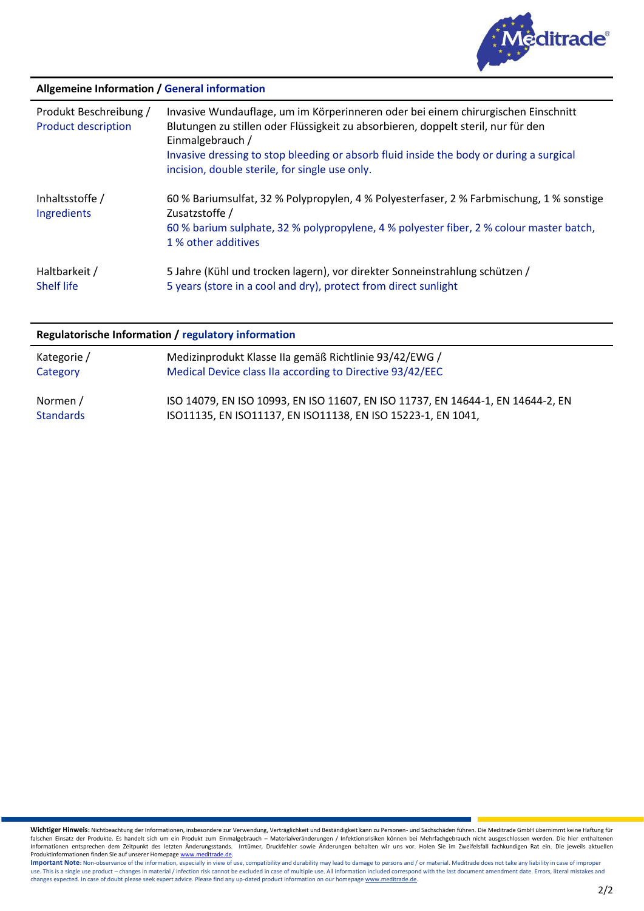## Allgemeine Information / General information

| | |
|---|---|
| Produkt Beschreibung / Product description | Invasive Wundauflage, um im Körperinneren oder bei einem chirurgischen Einschnitt Blutungen zu stillen oder Flüssigkeit zu absorbieren, doppelt steril, nur für den Einmalgebrauch / Invasive dressing to stop bleeding or absorb fluid inside the body or during a surgical incision, double sterile, for single use only. |
| Inhaltsstoffe / Ingredients | 60 % Bariumsulfat, 32 % Polypropylen, 4 % Polyesterfaser, 2 % Farbmischung, 1 % sonstige Zusatzstoffe / 60 % barium sulphate, 32 % polypropylene, 4 % polyester fiber, 2 % colour master batch, 1 % other additives |
| Haltbarkeit / Shelf life | 5 Jahre (Kühl und trocken lagern), vor direkter Sonneinstrahlung schützen / 5 years (store in a cool and dry), protect from direct sunlight |

## Regulatorische Information / regulatory information

| | |
|---|---|
| Kategorie / Category | Medizinprodukt Klasse IIa gemäß Richtlinie 93/42/EWG / Medical Device class IIa according to Directive 93/42/EEC |
| Normen / Standards | ISO 14079, EN ISO 10993, EN ISO 11607, EN ISO 11737, EN 14644-1, EN 14644-2, EN ISO11135, EN ISO11137, EN ISO11138, EN ISO 15223-1, EN 1041, |

**Wichtiger Hinweis:** Nichtbeachtung der Informationen, insbesondere zur Verwendung, Verträglichkeit und Beständigkeit kann zu Personen- und Sachschäden führen. Die Meditrade GmbH übernimmt keine Haftung für falschen Einsatz der Produkte. Es handelt sich um ein Produkt zum Einmalgebrauch – Materialveränderungen / Infektionsrisiken können bei Mehrfachgebrauch nicht ausgeschlossen werden. Die hier enthaltenen Informationen entsprechen dem Zeitpunkt des letzten Änderungsstands. Irrtümer, Druckfehler sowie Änderungen behalten wir uns vor. Holen Sie im Zweifelsfall fachkundigen Rat ein. Die jeweils aktuellen Produktinformationen finden Sie auf unserer Homepage www.meditrade.de.

**Important Note:** Non-observance of the information, especially in view of use, compatibility and durability may lead to damage to persons and / or material. Meditrade does not take any liability in case of improper use. This is a single use product – changes in material / infection risk cannot be excluded in case of multiple use. All information included correspond with the last document amendment date. Errors, literal mistakes and changes expected. In case of doubt please seek expert advice. Please find any up-dated product information on our homepage www.meditrade.de.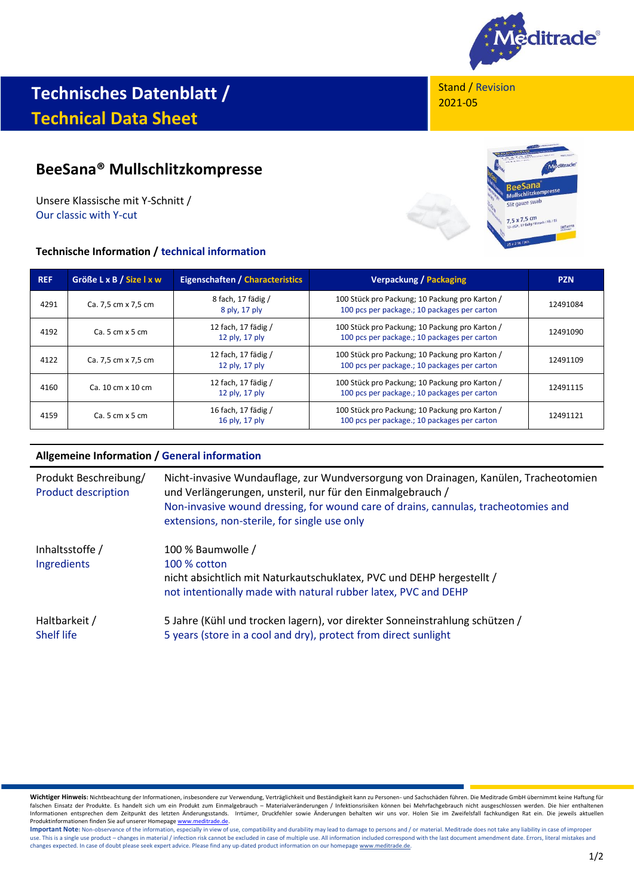# Technisches Datenblatt / Technical Data Sheet

Stand / Revision
2021-05

## BeeSana® Mullschlitzkompresse

Unsere Klassische mit Y-Schnitt /
Our classic with Y-cut

### Technische Information / technical information

| REF | Größe L x B / Size l x w | Eigenschaften / Characteristics | Verpackung / Packaging | PZN |
|---|---|---|---|---|
| 4291 | Ca. 7,5 cm x 7,5 cm | 8 fach, 17 fädig / 8 ply, 17 ply | 100 Stück pro Packung; 10 Packung pro Karton / 100 pcs per package.; 10 packages per carton | 12491084 |
| 4192 | Ca. 5 cm x 5 cm | 12 fach, 17 fädig / 12 ply, 17 ply | 100 Stück pro Packung; 10 Packung pro Karton / 100 pcs per package.; 10 packages per carton | 12491090 |
| 4122 | Ca. 7,5 cm x 7,5 cm | 12 fach, 17 fädig / 12 ply, 17 ply | 100 Stück pro Packung; 10 Packung pro Karton / 100 pcs per package.; 10 packages per carton | 12491109 |
| 4160 | Ca. 10 cm x 10 cm | 12 fach, 17 fädig / 12 ply, 17 ply | 100 Stück pro Packung; 10 Packung pro Karton / 100 pcs per package.; 10 packages per carton | 12491115 |
| 4159 | Ca. 5 cm x 5 cm | 16 fach, 17 fädig / 16 ply, 17 ply | 100 Stück pro Packung; 10 Packung pro Karton / 100 pcs per package.; 10 packages per carton | 12491121 |

### Allgemeine Information / General information

| | |
|---|---|
| Produkt Beschreibung/ Product description | Nicht-invasive Wundauflage, zur Wundversorgung von Drainagen, Kanülen, Tracheotomien und Verlängerungen, unsteril, nur für den Einmalgebrauch / Non-invasive wound dressing, for wound care of drains, cannulas, tracheotomies and extensions, non-sterile, for single use only |
| Inhaltsstoffe / Ingredients | 100 % Baumwolle / 100 % cotton<br>nicht absichtlich mit Naturkautschuklatex, PVC und DEHP hergestellt / not intentionally made with natural rubber latex, PVC and DEHP |
| Haltbarkeit / Shelf life | 5 Jahre (Kühl und trocken lagern), vor direkter Sonneinstrahlung schützen / 5 years (store in a cool and dry), protect from direct sunlight |

**Wichtiger Hinweis:** Nichtbeachtung der Informationen, insbesondere zur Verwendung, Verträglichkeit und Beständigkeit kann zu Personen- und Sachschäden führen. Die Meditrade GmbH übernimmt keine Haftung für falschen Einsatz der Produkte. Es handelt sich um ein Produkt zum Einmalgebrauch – Materialveränderungen / Infektionsrisiken können bei Mehrfachgebrauch nicht ausgeschlossen werden. Die hier enthaltenen Informationen entsprechen dem Zeitpunkt des letzten Änderungsstands. Irrtümer, Druckfehler sowie Änderungen behalten wir uns vor. Holen Sie im Zweifelsfall fachkundigen Rat ein. Die jeweils aktuellen Produktinformationen finden Sie auf unserer Homepage www.meditrade.de.

**Important Note:** Non-observance of the information, especially in view of use, compatibility and durability may lead to damage to persons and / or material. Meditrade does not take any liability in case of improper use. This is a single use product – changes in material / infection risk cannot be excluded in case of multiple use. All information included correspond with the last document amendment date. Errors, literal mistakes and changes expected. In case of doubt please seek expert advice. Please find any up-dated product information on our homepage www.meditrade.de.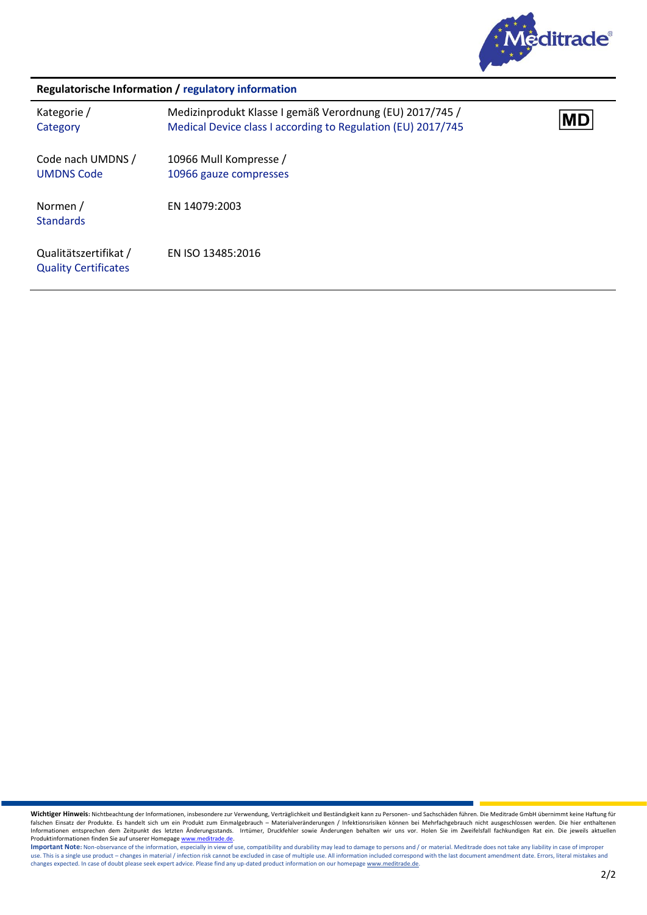## Regulatorische Information / regulatory information

| | | |
|---|---|---|
| Kategorie / Category | Medizinprodukt Klasse I gemäß Verordnung (EU) 2017/745 / Medical Device class I according to Regulation (EU) 2017/745 | MD |
| Code nach UMDNS / UMDNS Code | 10966 Mull Kompresse / 10966 gauze compresses | |
| Normen / Standards | EN 14079:2003 | |
| Qualitätszertifikat / Quality Certificates | EN ISO 13485:2016 | |

**Wichtiger Hinweis:** Nichtbeachtung der Informationen, insbesondere zur Verwendung, Verträglichkeit und Beständigkeit kann zu Personen- und Sachschäden führen. Die Meditrade GmbH übernimmt keine Haftung für falschen Einsatz der Produkte. Es handelt sich um ein Produkt zum Einmalgebrauch – Materialveränderungen / Infektionsrisiken können bei Mehrfachgebrauch nicht ausgeschlossen werden. Die hier enthaltenen Informationen entsprechen dem Zeitpunkt des letzten Änderungsstands. Irrtümer, Druckfehler sowie Änderungen behalten wir uns vor. Holen Sie im Zweifelsfall fachkundigen Rat ein. Die jeweils aktuellen Produktinformationen finden Sie auf unserer Homepage www.meditrade.de.

**Important Note:** Non-observance of the information, especially in view of use, compatibility and durability may lead to damage to persons and / or material. Meditrade does not take any liability in case of improper use. This is a single use product – changes in material / infection risk cannot be excluded in case of multiple use. All information included correspond with the last document amendment date. Errors, literal mistakes and changes expected. In case of doubt please seek expert advice. Please find any up-dated product information on our homepage www.meditrade.de.